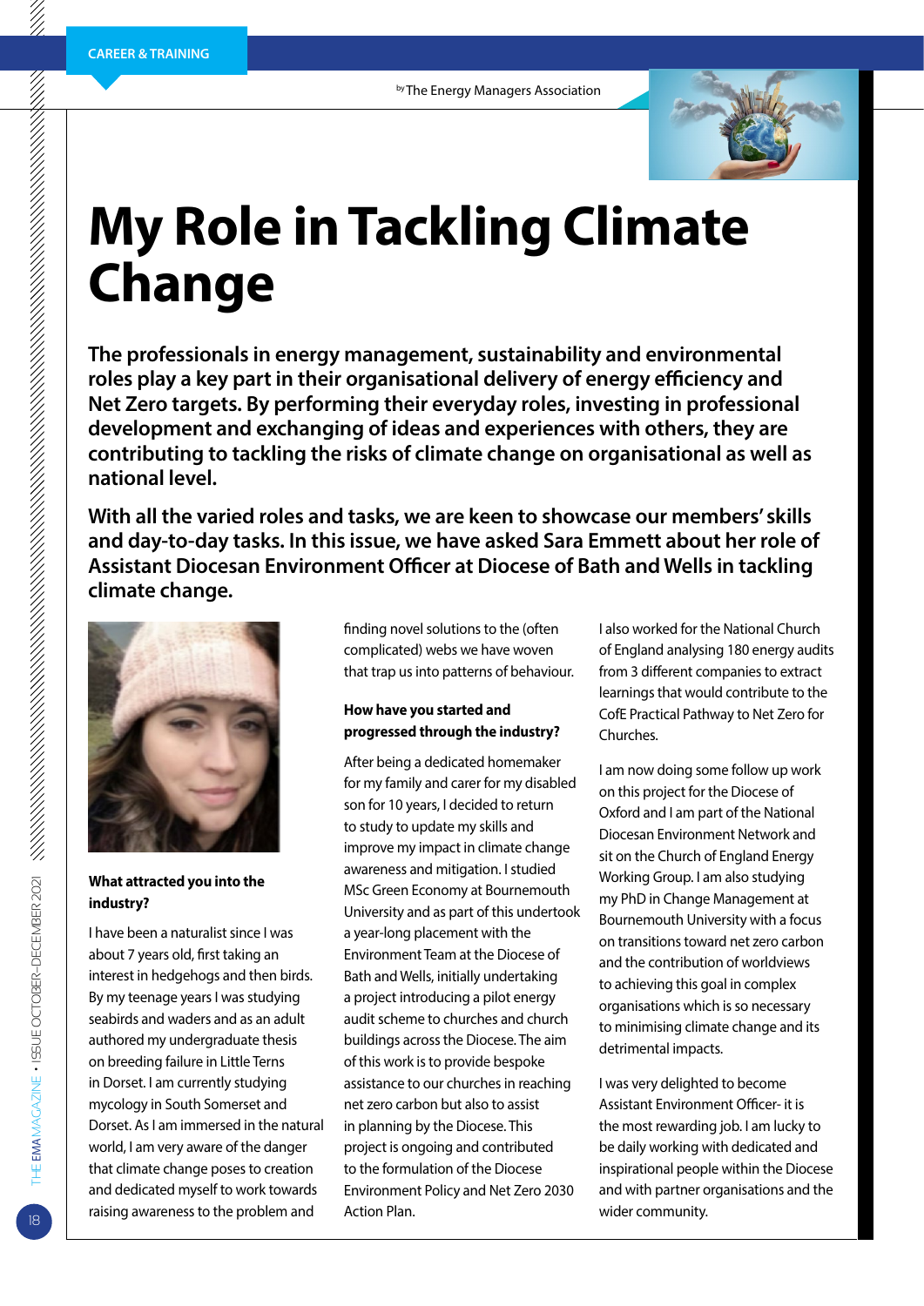CAREER & TRAINING

by The Energy Managers Association

# My Role in Tackling Climate Change

**The professionals in energy management, sustainability and environmental roles play a key part in their organisational delivery of energy efficiency and Net Zero targets. By performing their everyday roles, investing in professional development and exchanging of ideas and experiences with others, they are contributing to tackling the risks of climate change on organisational as well as national level.**

**With all the varied roles and tasks, we are keen to showcase our members' skills and day-to-day tasks. In this issue, we have asked Sara Emmett about her role of Assistant Diocesan Environment Officer at Diocese of Bath and Wells in tackling climate change.**

### What attracted you into the industry?

I have been a naturalist since I was about 7 years old, first taking an interest in hedgehogs and then birds. By my teenage years I was studying seabirds and waders and as an adult authored my undergraduate thesis on breeding failure in Little Terns in Dorset. I am currently studying mycology in South Somerset and Dorset. As I am immersed in the natural world, I am very aware of the danger that climate change poses to creation and dedicated myself to work towards raising awareness to the problem and finding novel solutions to the (often complicated) webs we have woven that trap us into patterns of behaviour.

### How have you started and progressed through the industry?

After being a dedicated homemaker for my family and carer for my disabled son for 10 years, I decided to return to study to update my skills and improve my impact in climate change awareness and mitigation. I studied MSc Green Economy at Bournemouth University and as part of this undertook a year-long placement with the Environment Team at the Diocese of Bath and Wells, initially undertaking a project introducing a pilot energy audit scheme to churches and church buildings across the Diocese. The aim of this work is to provide bespoke assistance to our churches in reaching net zero carbon but also to assist in planning by the Diocese. This project is ongoing and contributed to the formulation of the Diocese Environment Policy and Net Zero 2030 Action Plan.

I also worked for the National Church of England analysing 180 energy audits from 3 different companies to extract learnings that would contribute to the CofE Practical Pathway to Net Zero for Churches.

I am now doing some follow up work on this project for the Diocese of Oxford and I am part of the National Diocesan Environment Network and sit on the Church of England Energy Working Group. I am also studying my PhD in Change Management at Bournemouth University with a focus on transitions toward net zero carbon and the contribution of worldviews to achieving this goal in complex organisations which is so necessary to minimising climate change and its detrimental impacts.

I was very delighted to become Assistant Environment Officer- it is the most rewarding job. I am lucky to be daily working with dedicated and inspirational people within the Diocese and with partner organisations and the wider community.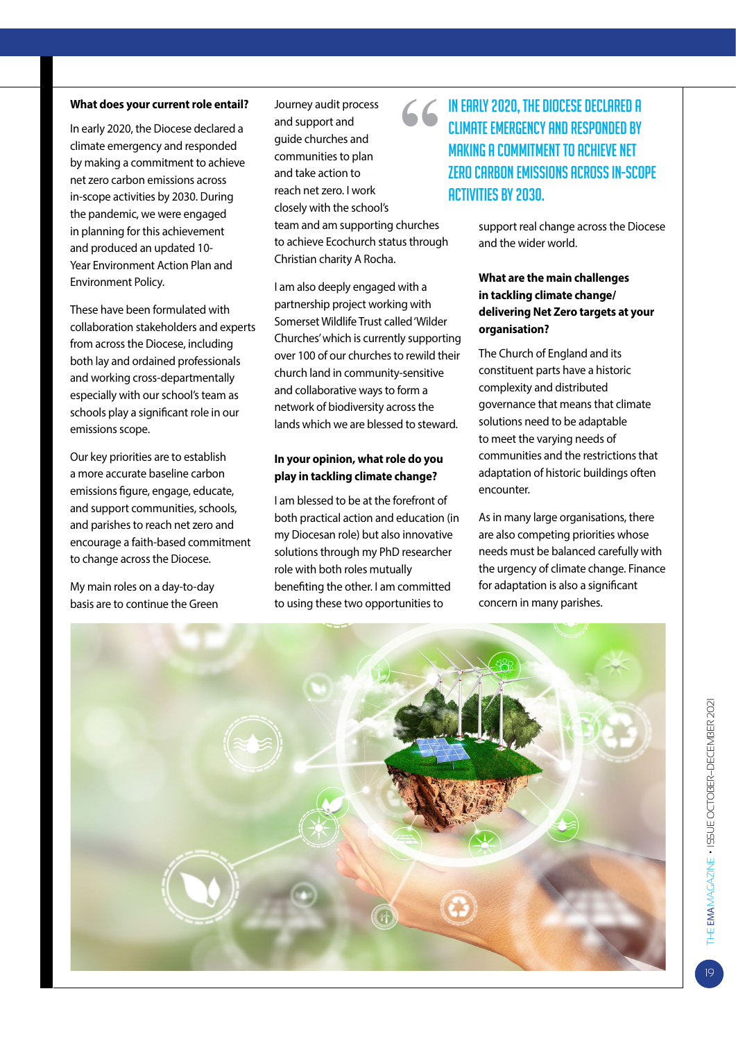**What does your current role entail?**

In early 2020, the Diocese declared a climate emergency and responded by making a commitment to achieve net zero carbon emissions across in-scope activities by 2030. During the pandemic, we were engaged in planning for this achievement and produced an updated 10-Year Environment Action Plan and Environment Policy.

These have been formulated with collaboration stakeholders and experts from across the Diocese, including both lay and ordained professionals and working cross-departmentally especially with our school's team as schools play a significant role in our emissions scope.

Our key priorities are to establish a more accurate baseline carbon emissions figure, engage, educate, and support communities, schools, and parishes to reach net zero and encourage a faith-based commitment to change across the Diocese.

My main roles on a day-to-day basis are to continue the Green Journey audit process and support and guide churches and communities to plan and take action to reach net zero. I work closely with the school's team and am supporting churches to achieve Ecochurch status through Christian charity A Rocha.

> IN EARLY 2020, THE DIOCESE DECLARED A CLIMATE EMERGENCY AND RESPONDED BY MAKING A COMMITMENT TO ACHIEVE NET ZERO CARBON EMISSIONS ACROSS IN-SCOPE ACTIVITIES BY 2030.

I am also deeply engaged with a partnership project working with Somerset Wildlife Trust called 'Wilder Churches' which is currently supporting over 100 of our churches to rewild their church land in community-sensitive and collaborative ways to form a network of biodiversity across the lands which we are blessed to steward.

**In your opinion, what role do you play in tackling climate change?**

I am blessed to be at the forefront of both practical action and education (in my Diocesan role) but also innovative solutions through my PhD researcher role with both roles mutually benefiting the other. I am committed to using these two opportunities to support real change across the Diocese and the wider world.

**What are the main challenges in tackling climate change/ delivering Net Zero targets at your organisation?**

The Church of England and its constituent parts have a historic complexity and distributed governance that means that climate solutions need to be adaptable to meet the varying needs of communities and the restrictions that adaptation of historic buildings often encounter.

As in many large organisations, there are also competing priorities whose needs must be balanced carefully with the urgency of climate change. Finance for adaptation is also a significant concern in many parishes.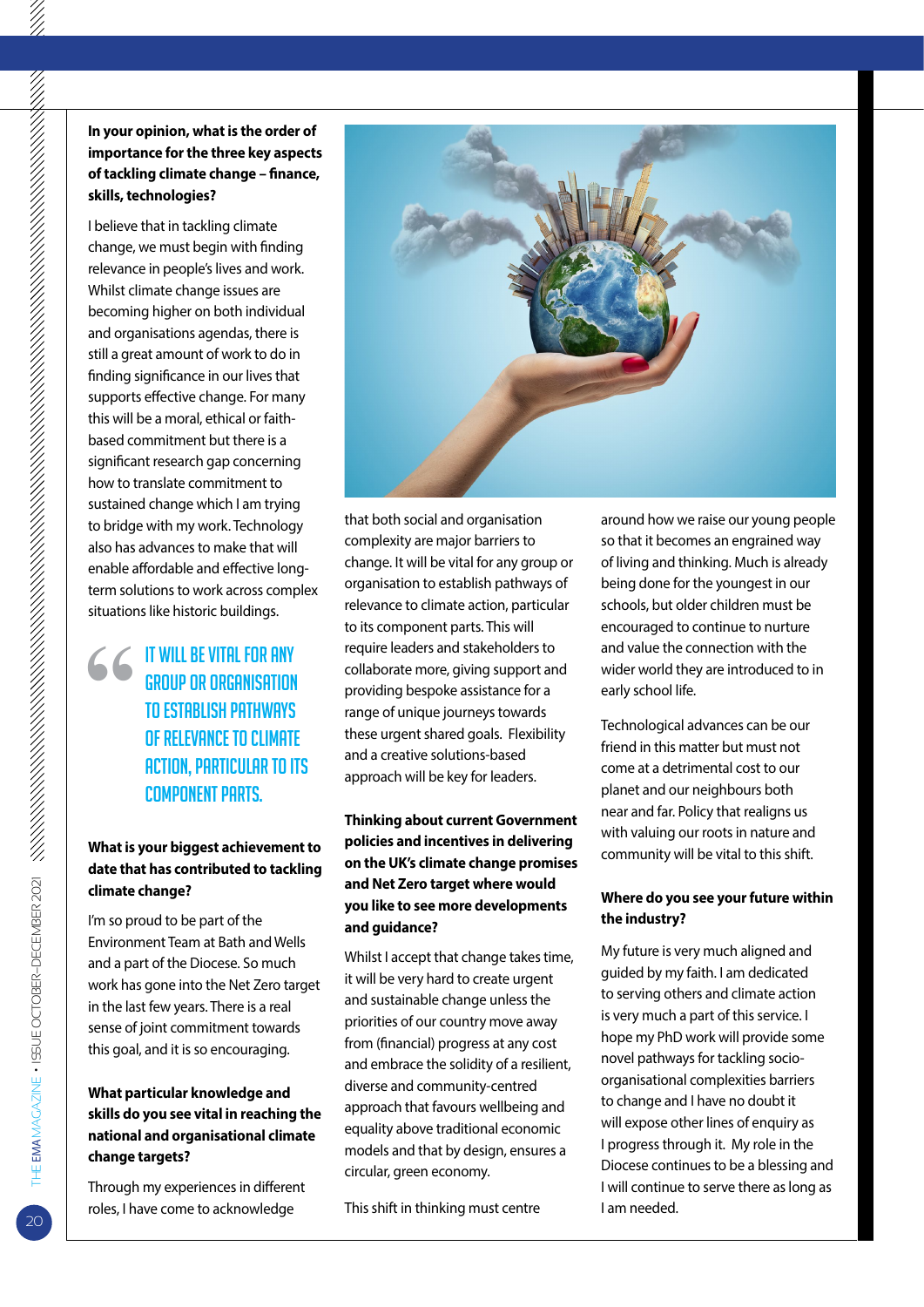**In your opinion, what is the order of importance for the three key aspects of tackling climate change – finance, skills, technologies?**

I believe that in tackling climate change, we must begin with finding relevance in people's lives and work. Whilst climate change issues are becoming higher on both individual and organisations agendas, there is still a great amount of work to do in finding significance in our lives that supports effective change. For many this will be a moral, ethical or faith-based commitment but there is a significant research gap concerning how to translate commitment to sustained change which I am trying to bridge with my work. Technology also has advances to make that will enable affordable and effective long-term solutions to work across complex situations like historic buildings.

> IT WILL BE VITAL FOR ANY GROUP OR ORGANISATION TO ESTABLISH PATHWAYS OF RELEVANCE TO CLIMATE ACTION, PARTICULAR TO ITS COMPONENT PARTS.

**What is your biggest achievement to date that has contributed to tackling climate change?**

I'm so proud to be part of the Environment Team at Bath and Wells and a part of the Diocese. So much work has gone into the Net Zero target in the last few years. There is a real sense of joint commitment towards this goal, and it is so encouraging.

**What particular knowledge and skills do you see vital in reaching the national and organisational climate change targets?**

Through my experiences in different roles, I have come to acknowledge that both social and organisation complexity are major barriers to change. It will be vital for any group or organisation to establish pathways of relevance to climate action, particular to its component parts. This will require leaders and stakeholders to collaborate more, giving support and providing bespoke assistance for a range of unique journeys towards these urgent shared goals. Flexibility and a creative solutions-based approach will be key for leaders.

**Thinking about current Government policies and incentives in delivering on the UK's climate change promises and Net Zero target where would you like to see more developments and guidance?**

Whilst I accept that change takes time, it will be very hard to create urgent and sustainable change unless the priorities of our country move away from (financial) progress at any cost and embrace the solidity of a resilient, diverse and community-centred approach that favours wellbeing and equality above traditional economic models and that by design, ensures a circular, green economy.

This shift in thinking must centre around how we raise our young people so that it becomes an engrained way of living and thinking. Much is already being done for the youngest in our schools, but older children must be encouraged to continue to nurture and value the connection with the wider world they are introduced to in early school life.

Technological advances can be our friend in this matter but must not come at a detrimental cost to our planet and our neighbours both near and far. Policy that realigns us with valuing our roots in nature and community will be vital to this shift.

**Where do you see your future within the industry?**

My future is very much aligned and guided by my faith. I am dedicated to serving others and climate action is very much a part of this service. I hope my PhD work will provide some novel pathways for tackling socio-organisational complexities barriers to change and I have no doubt it will expose other lines of enquiry as I progress through it. My role in the Diocese continues to be a blessing and I will continue to serve there as long as I am needed.